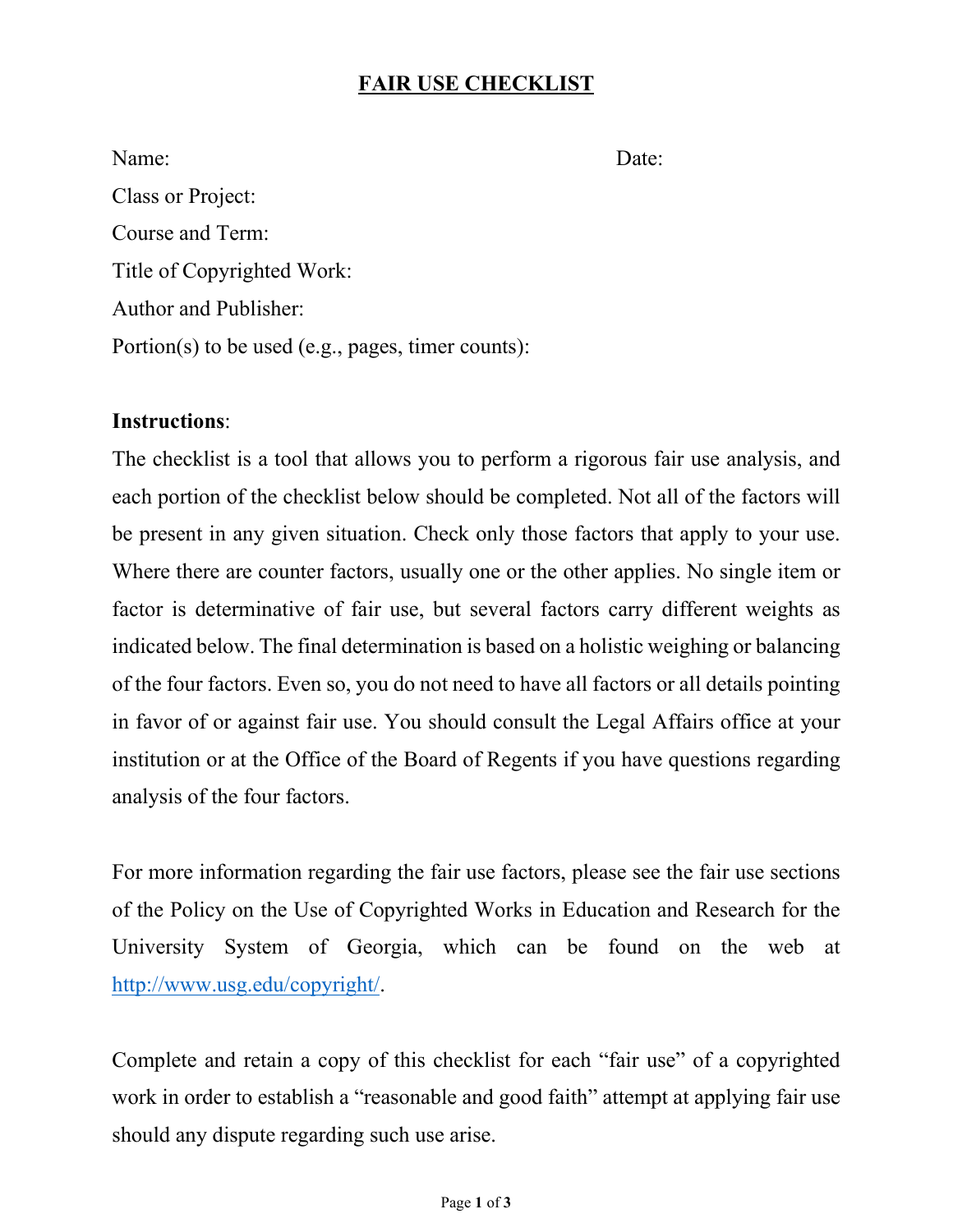# FAIR USE CHECKLIST

Name: Date:

Class or Project:

Course and Term:

Title of Copyrighted Work:

Author and Publisher:

Portion(s) to be used (e.g., pages, timer counts):

**Instructions**:

The checklist is a tool that allows you to perform a rigorous fair use analysis, and each portion of the checklist below should be completed. Not all of the factors will be present in any given situation. Check only those factors that apply to your use. Where there are counter factors, usually one or the other applies. No single item or factor is determinative of fair use, but several factors carry different weights as indicated below. The final determination is based on a holistic weighing or balancing of the four factors. Even so, you do not need to have all factors or all details pointing in favor of or against fair use. You should consult the Legal Affairs office at your institution or at the Office of the Board of Regents if you have questions regarding analysis of the four factors.

For more information regarding the fair use factors, please see the fair use sections of the Policy on the Use of Copyrighted Works in Education and Research for the University System of Georgia, which can be found on the web at http://www.usg.edu/copyright/.

Complete and retain a copy of this checklist for each "fair use" of a copyrighted work in order to establish a "reasonable and good faith" attempt at applying fair use should any dispute regarding such use arise.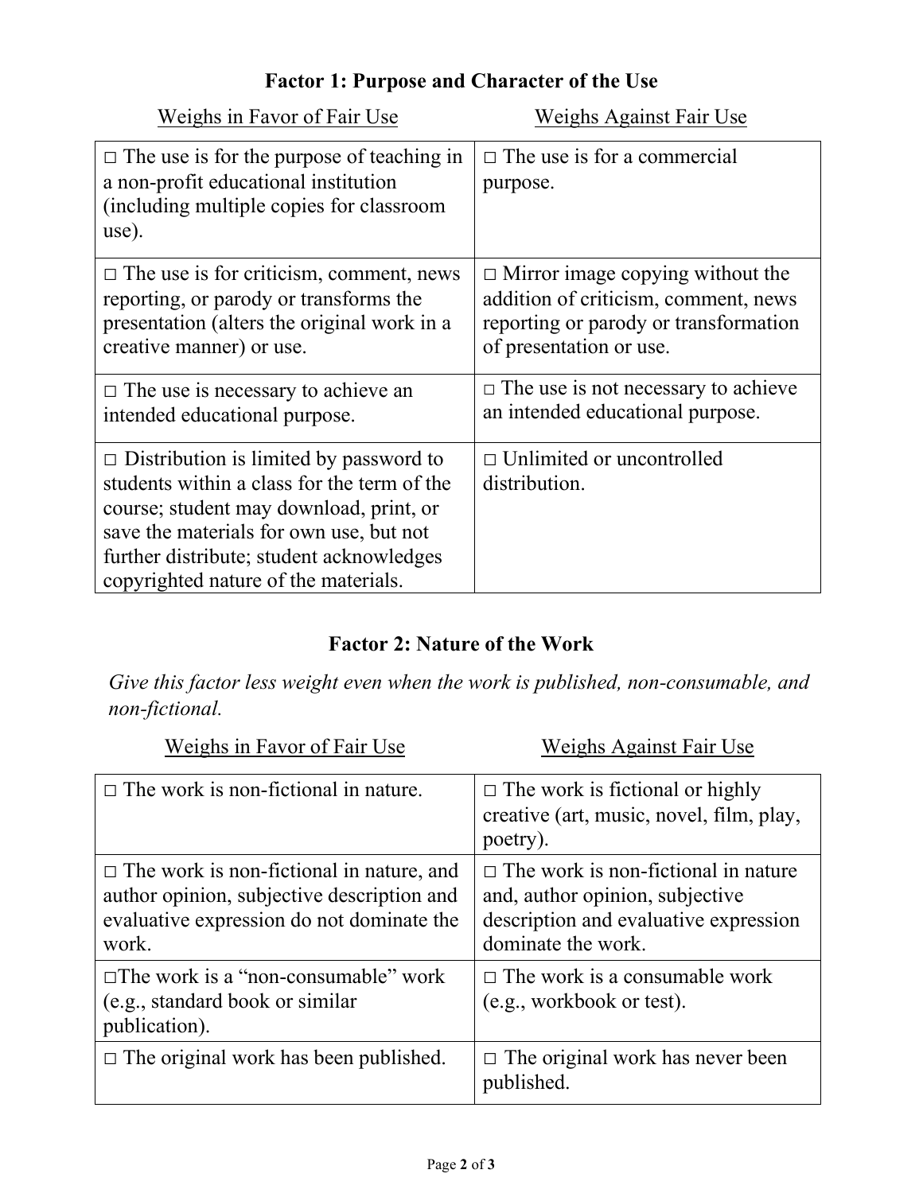## Factor 1: Purpose and Character of the Use

| Weighs in Favor of Fair Use | Weighs Against Fair Use |
|---|---|
| □ The use is for the purpose of teaching in a non-profit educational institution (including multiple copies for classroom use). | □ The use is for a commercial purpose. |
| □ The use is for criticism, comment, news reporting, or parody or transforms the presentation (alters the original work in a creative manner) or use. | □ Mirror image copying without the addition of criticism, comment, news reporting or parody or transformation of presentation or use. |
| □ The use is necessary to achieve an intended educational purpose. | □ The use is not necessary to achieve an intended educational purpose. |
| □ Distribution is limited by password to students within a class for the term of the course; student may download, print, or save the materials for own use, but not further distribute; student acknowledges copyrighted nature of the materials. | □ Unlimited or uncontrolled distribution. |

## Factor 2: Nature of the Work

*Give this factor less weight even when the work is published, non-consumable, and non-fictional.*

| Weighs in Favor of Fair Use | Weighs Against Fair Use |
|---|---|
| □ The work is non-fictional in nature. | □ The work is fictional or highly creative (art, music, novel, film, play, poetry). |
| □ The work is non-fictional in nature, and author opinion, subjective description and evaluative expression do not dominate the work. | □ The work is non-fictional in nature and, author opinion, subjective description and evaluative expression dominate the work. |
| □The work is a "non-consumable" work (e.g., standard book or similar publication). | □ The work is a consumable work (e.g., workbook or test). |
| □ The original work has been published. | □ The original work has never been published. |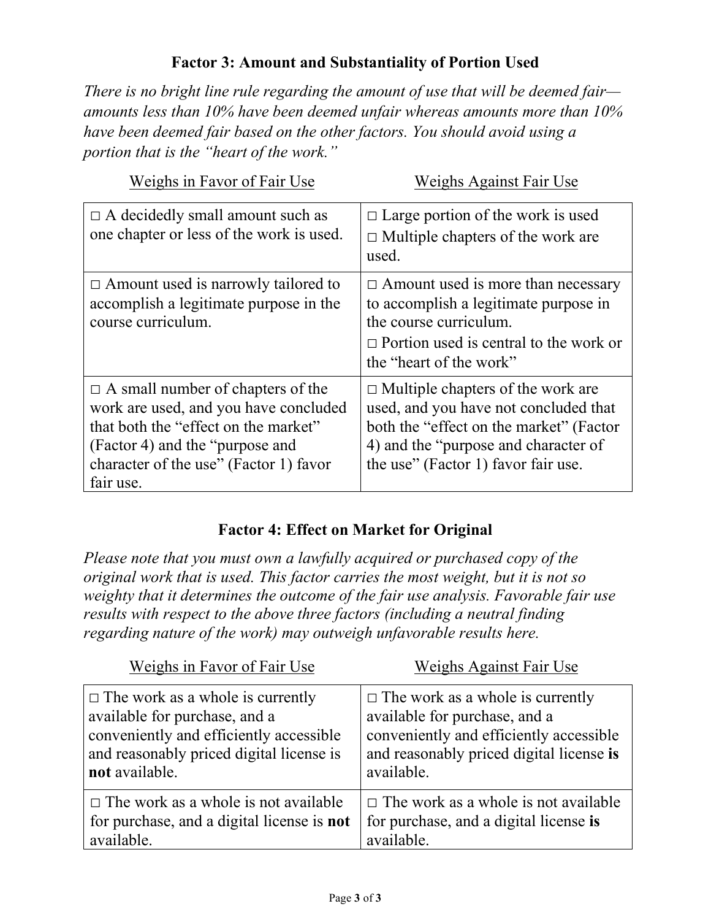### Factor 3: Amount and Substantiality of Portion Used

*There is no bright line rule regarding the amount of use that will be deemed fair—amounts less than 10% have been deemed unfair whereas amounts more than 10% have been deemed fair based on the other factors. You should avoid using a portion that is the "heart of the work."*

| Weighs in Favor of Fair Use | Weighs Against Fair Use |
|---|---|
| □ A decidedly small amount such as one chapter or less of the work is used. | □ Large portion of the work is used<br>□ Multiple chapters of the work are used. |
| □ Amount used is narrowly tailored to accomplish a legitimate purpose in the course curriculum. | □ Amount used is more than necessary to accomplish a legitimate purpose in the course curriculum.<br>□ Portion used is central to the work or the "heart of the work" |
| □ A small number of chapters of the work are used, and you have concluded that both the "effect on the market" (Factor 4) and the "purpose and character of the use" (Factor 1) favor fair use. | □ Multiple chapters of the work are used, and you have not concluded that both the "effect on the market" (Factor 4) and the "purpose and character of the use" (Factor 1) favor fair use. |

### Factor 4: Effect on Market for Original

*Please note that you must own a lawfully acquired or purchased copy of the original work that is used. This factor carries the most weight, but it is not so weighty that it determines the outcome of the fair use analysis. Favorable fair use results with respect to the above three factors (including a neutral finding regarding nature of the work) may outweigh unfavorable results here.*

| Weighs in Favor of Fair Use | Weighs Against Fair Use |
|---|---|
| □ The work as a whole is currently available for purchase, and a conveniently and efficiently accessible and reasonably priced digital license is **not** available. | □ The work as a whole is currently available for purchase, and a conveniently and efficiently accessible and reasonably priced digital license **is** available. |
| □ The work as a whole is not available for purchase, and a digital license is **not** available. | □ The work as a whole is not available for purchase, and a digital license **is** available. |